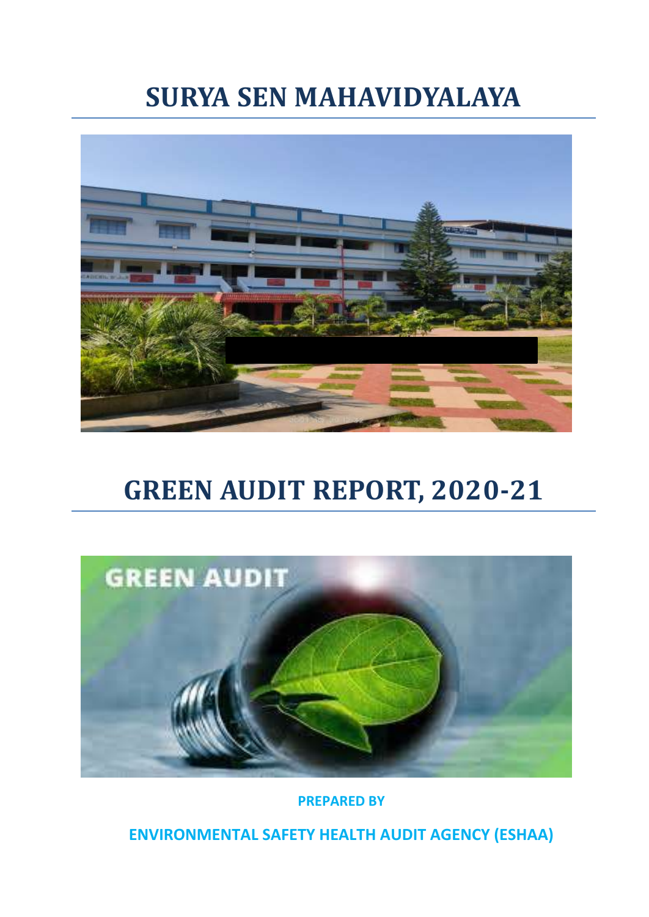# SURYA SEN MAHAVIDYALAYA

# GREEN AUDIT REPORT, 2020-21

**PREPARED BY**

**ENVIRONMENTAL SAFETY HEALTH AUDIT AGENCY (ESHAA)**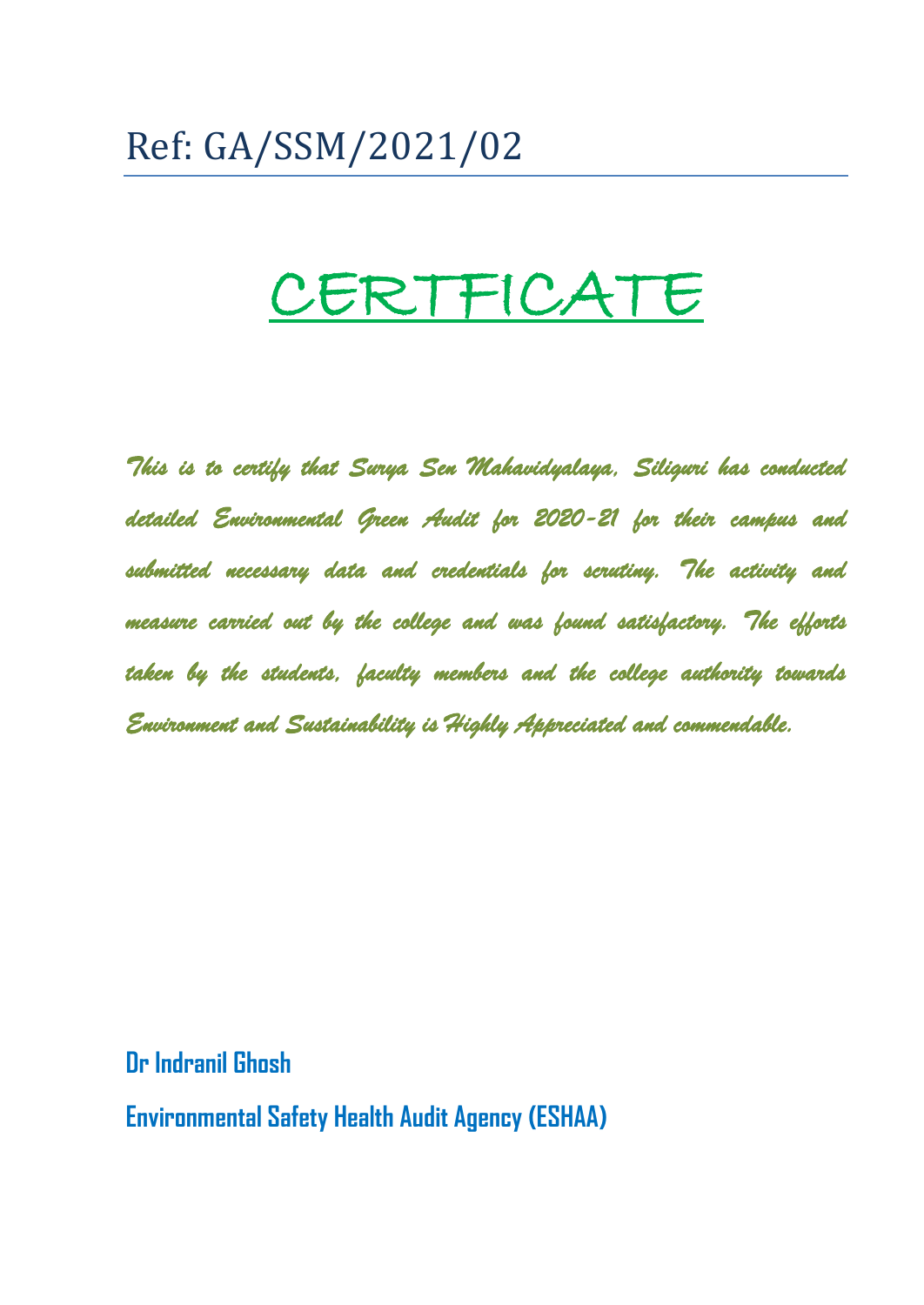Ref: GA/SSM/2021/02

# CERTFICATE

*This is to certify that Surya Sen Mahavidyalaya, Siliguri has conducted detailed Environmental Green Audit for 2020-21 for their campus and submitted necessary data and credentials for scrutiny. The activity and measure carried out by the college and was found satisfactory. The efforts taken by the students, faculty members and the college authority towards Environment and Sustainability is Highly Appreciated and commendable.*

**Dr Indranil Ghosh**

**Environmental Safety Health Audit Agency (ESHAA)**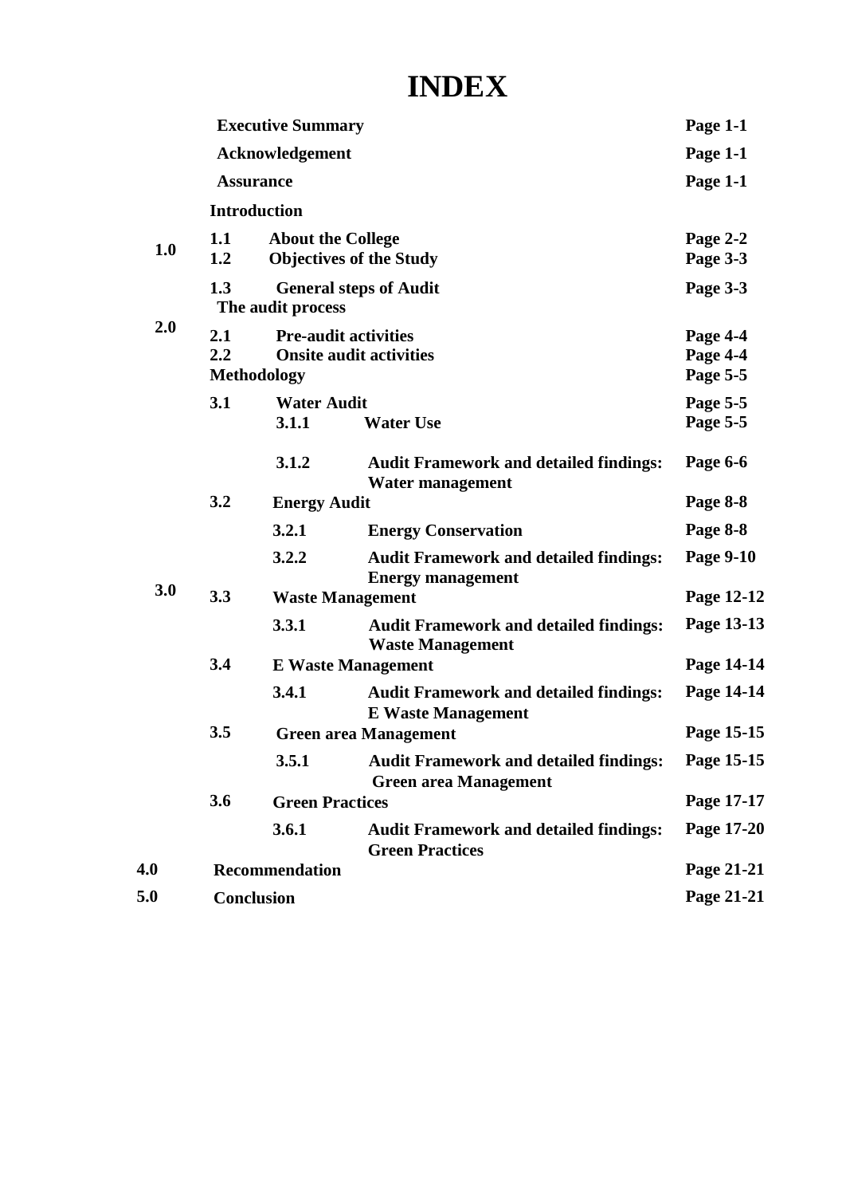# INDEX

| | | | | |
|---|---|---|---|---|
| | **Executive Summary** | | | **Page 1-1** |
| | **Acknowledgement** | | | **Page 1-1** |
| | **Assurance** | | | **Page 1-1** |
| **1.0** | **Introduction** | | | |
| | **1.1** | **About the College** | | **Page 2-2** |
| | **1.2** | **Objectives of the Study** | | **Page 3-3** |
| | **1.3** | **General steps of Audit** | | **Page 3-3** |
| **2.0** | **The audit process** | | | |
| | **2.1** | **Pre-audit activities** | | **Page 4-4** |
| | **2.2** | **Onsite audit activities** | | **Page 4-4** |
| **3.0** | **Methodology** | | | **Page 5-5** |
| | **3.1** | **Water Audit** | | **Page 5-5** |
| | | **3.1.1** | **Water Use** | **Page 5-5** |
| | | **3.1.2** | **Audit Framework and detailed findings: Water management** | **Page 6-6** |
| | **3.2** | **Energy Audit** | | **Page 8-8** |
| | | **3.2.1** | **Energy Conservation** | **Page 8-8** |
| | | **3.2.2** | **Audit Framework and detailed findings: Energy management** | **Page 9-10** |
| | **3.3** | **Waste Management** | | **Page 12-12** |
| | | **3.3.1** | **Audit Framework and detailed findings: Waste Management** | **Page 13-13** |
| | **3.4** | **E Waste Management** | | **Page 14-14** |
| | | **3.4.1** | **Audit Framework and detailed findings: E Waste Management** | **Page 14-14** |
| | **3.5** | **Green area Management** | | **Page 15-15** |
| | | **3.5.1** | **Audit Framework and detailed findings: Green area Management** | **Page 15-15** |
| | **3.6** | **Green Practices** | | **Page 17-17** |
| | | **3.6.1** | **Audit Framework and detailed findings: Green Practices** | **Page 17-20** |
| **4.0** | **Recommendation** | | | **Page 21-21** |
| **5.0** | **Conclusion** | | | **Page 21-21** |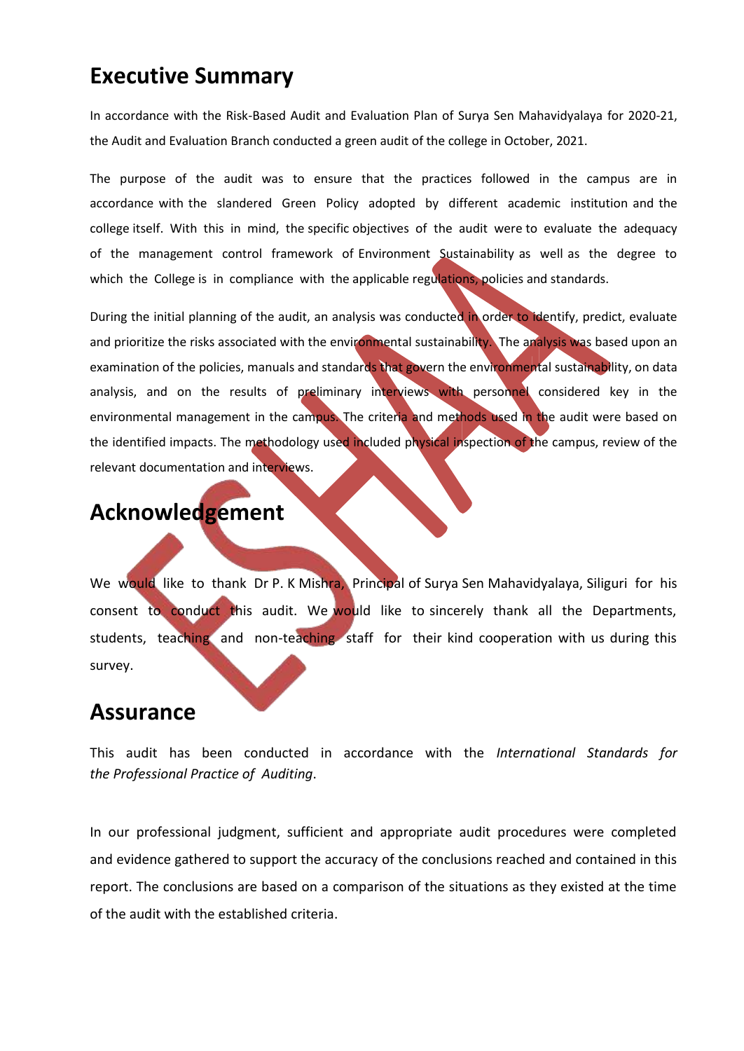## Executive Summary

In accordance with the Risk-Based Audit and Evaluation Plan of Surya Sen Mahavidyalaya for 2020-21, the Audit and Evaluation Branch conducted a green audit of the college in October, 2021.

The purpose of the audit was to ensure that the practices followed in the campus are in accordance with the slandered Green Policy adopted by different academic institution and the college itself. With this in mind, the specific objectives of the audit were to evaluate the adequacy of the management control framework of Environment Sustainability as well as the degree to which the College is in compliance with the applicable regulations, policies and standards.

During the initial planning of the audit, an analysis was conducted in order to identify, predict, evaluate and prioritize the risks associated with the environmental sustainability. The analysis was based upon an examination of the policies, manuals and standards that govern the environmental sustainability, on data analysis, and on the results of preliminary interviews with personnel considered key in the environmental management in the campus. The criteria and methods used in the audit were based on the identified impacts. The methodology used included physical inspection of the campus, review of the relevant documentation and interviews.

## Acknowledgement

We would like to thank Dr P. K Mishra, Principal of Surya Sen Mahavidyalaya, Siliguri for his consent to conduct this audit. We would like to sincerely thank all the Departments, students, teaching and non-teaching staff for their kind cooperation with us during this survey.

## Assurance

This audit has been conducted in accordance with the *International Standards for the Professional Practice of Auditing*.

In our professional judgment, sufficient and appropriate audit procedures were completed and evidence gathered to support the accuracy of the conclusions reached and contained in this report. The conclusions are based on a comparison of the situations as they existed at the time of the audit with the established criteria.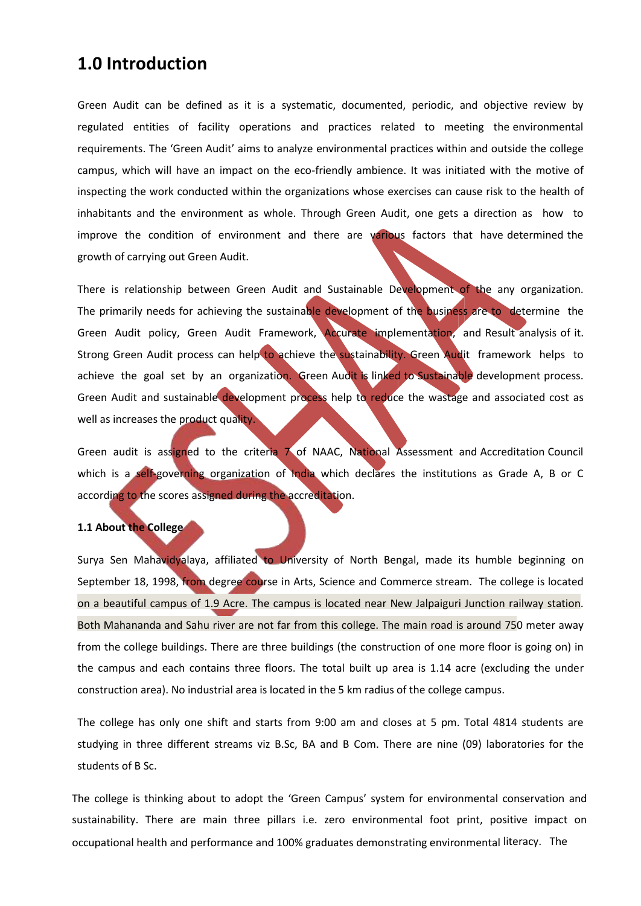# 1.0 Introduction

Green Audit can be defined as it is a systematic, documented, periodic, and objective review by regulated entities of facility operations and practices related to meeting the environmental requirements. The 'Green Audit' aims to analyze environmental practices within and outside the college campus, which will have an impact on the eco-friendly ambience. It was initiated with the motive of inspecting the work conducted within the organizations whose exercises can cause risk to the health of inhabitants and the environment as whole. Through Green Audit, one gets a direction as how to improve the condition of environment and there are various factors that have determined the growth of carrying out Green Audit.

There is relationship between Green Audit and Sustainable Development of the any organization. The primarily needs for achieving the sustainable development of the business are to determine the Green Audit policy, Green Audit Framework, Accurate implementation, and Result analysis of it. Strong Green Audit process can help to achieve the sustainability. Green Audit framework helps to achieve the goal set by an organization. Green Audit is linked to Sustainable development process. Green Audit and sustainable development process help to reduce the wastage and associated cost as well as increases the product quality.

Green audit is assigned to the criteria 7 of NAAC, National Assessment and Accreditation Council which is a self-governing organization of India which declares the institutions as Grade A, B or C according to the scores assigned during the accreditation.

**1.1 About the College**

Surya Sen Mahavidyalaya, affiliated to University of North Bengal, made its humble beginning on September 18, 1998, from degree course in Arts, Science and Commerce stream. The college is located on a beautiful campus of 1.9 Acre. The campus is located near New Jalpaiguri Junction railway station. Both Mahananda and Sahu river are not far from this college. The main road is around 750 meter away from the college buildings. There are three buildings (the construction of one more floor is going on) in the campus and each contains three floors. The total built up area is 1.14 acre (excluding the under construction area). No industrial area is located in the 5 km radius of the college campus.

The college has only one shift and starts from 9:00 am and closes at 5 pm. Total 4814 students are studying in three different streams viz B.Sc, BA and B Com. There are nine (09) laboratories for the students of B Sc.

The college is thinking about to adopt the 'Green Campus' system for environmental conservation and sustainability. There are main three pillars i.e. zero environmental foot print, positive impact on occupational health and performance and 100% graduates demonstrating environmental literacy. The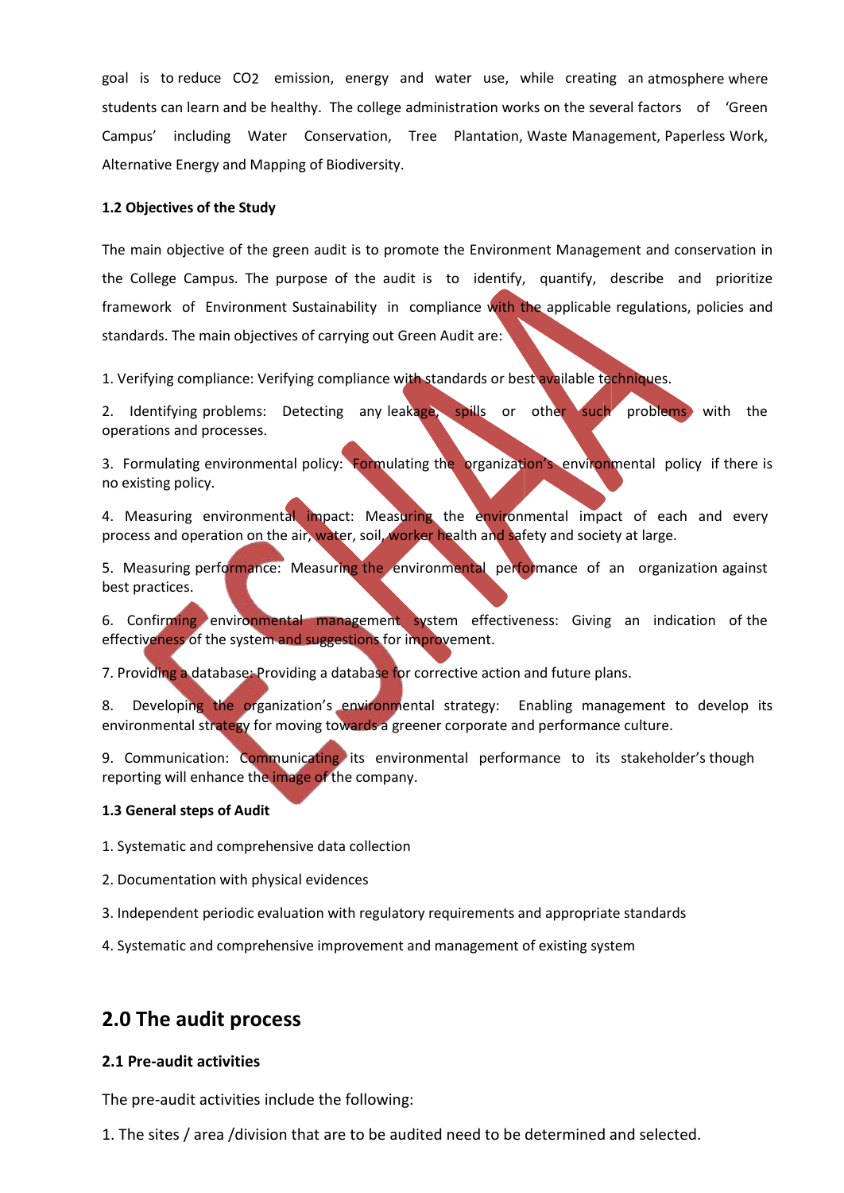goal is to reduce $CO_2$ emission, energy and water use, while creating an atmosphere where students can learn and be healthy. The college administration works on the several factors of 'Green Campus' including Water Conservation, Tree Plantation, Waste Management, Paperless Work, Alternative Energy and Mapping of Biodiversity.

**1.2 Objectives of the Study**

The main objective of the green audit is to promote the Environment Management and conservation in the College Campus. The purpose of the audit is to identify, quantify, describe and prioritize framework of Environment Sustainability in compliance with the applicable regulations, policies and standards. The main objectives of carrying out Green Audit are:

1. Verifying compliance: Verifying compliance with standards or best available techniques.

2. Identifying problems: Detecting any leakage, spills or other such problems with the operations and processes.

3. Formulating environmental policy: Formulating the organization's environmental policy if there is no existing policy.

4. Measuring environmental impact: Measuring the environmental impact of each and every process and operation on the air, water, soil, worker health and safety and society at large.

5. Measuring performance: Measuring the environmental performance of an organization against best practices.

6. Confirming environmental management system effectiveness: Giving an indication of the effectiveness of the system and suggestions for improvement.

7. Providing a database: Providing a database for corrective action and future plans.

8. Developing the organization's environmental strategy: Enabling management to develop its environmental strategy for moving towards a greener corporate and performance culture.

9. Communication: Communicating its environmental performance to its stakeholder's though reporting will enhance the image of the company.

**1.3 General steps of Audit**

1. Systematic and comprehensive data collection

2. Documentation with physical evidences

3. Independent periodic evaluation with regulatory requirements and appropriate standards

4. Systematic and comprehensive improvement and management of existing system

## 2.0 The audit process

**2.1 Pre-audit activities**

The pre-audit activities include the following:

1. The sites / area /division that are to be audited need to be determined and selected.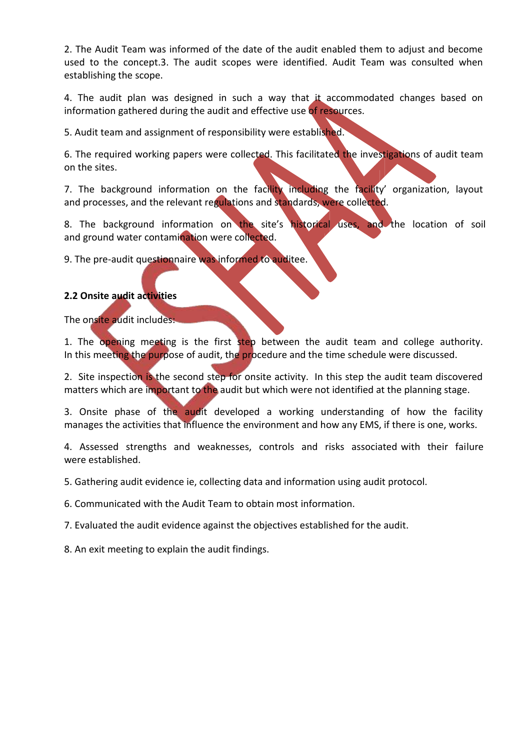2. The Audit Team was informed of the date of the audit enabled them to adjust and become used to the concept.3. The audit scopes were identified. Audit Team was consulted when establishing the scope.

4. The audit plan was designed in such a way that it accommodated changes based on information gathered during the audit and effective use of resources.

5. Audit team and assignment of responsibility were established.

6. The required working papers were collected. This facilitated the investigations of audit team on the sites.

7. The background information on the facility including the facility' organization, layout and processes, and the relevant regulations and standards, were collected.

8. The background information on the site's historical uses, and the location of soil and ground water contamination were collected.

9. The pre-audit questionnaire was informed to auditee.

**2.2 Onsite audit activities**

The onsite audit includes:

1. The opening meeting is the first step between the audit team and college authority. In this meeting the purpose of audit, the procedure and the time schedule were discussed.

2. Site inspection is the second step for onsite activity. In this step the audit team discovered matters which are important to the audit but which were not identified at the planning stage.

3. Onsite phase of the audit developed a working understanding of how the facility manages the activities that influence the environment and how any EMS, if there is one, works.

4. Assessed strengths and weaknesses, controls and risks associated with their failure were established.

5. Gathering audit evidence ie, collecting data and information using audit protocol.

6. Communicated with the Audit Team to obtain most information.

7. Evaluated the audit evidence against the objectives established for the audit.

8. An exit meeting to explain the audit findings.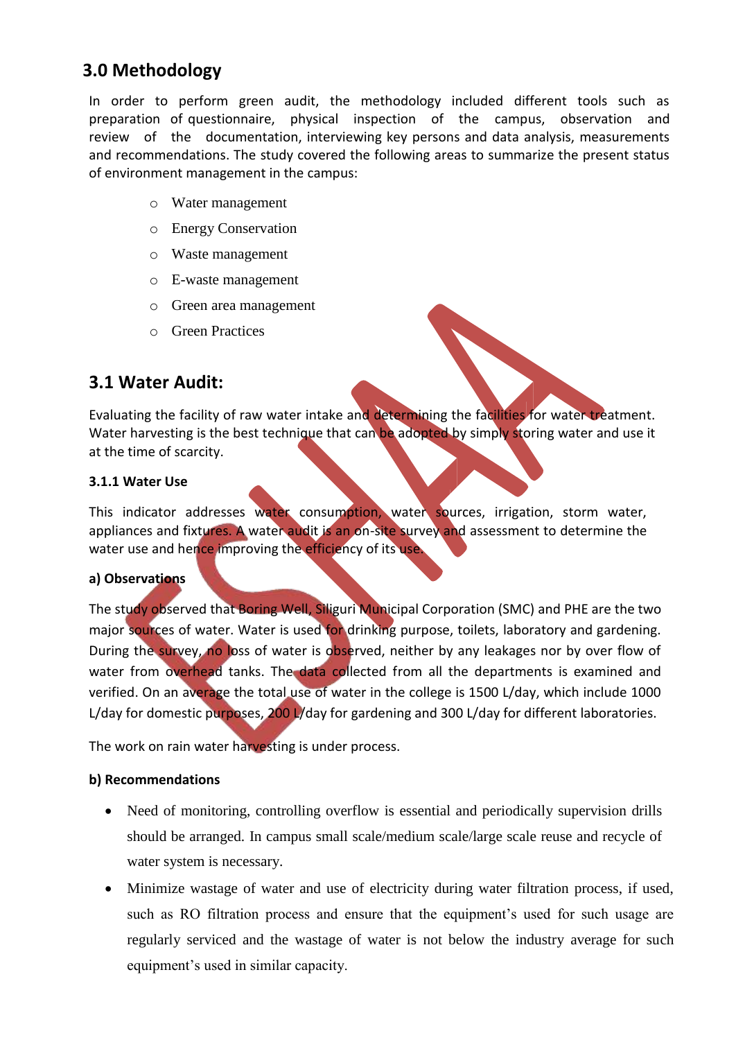## 3.0 Methodology

In order to perform green audit, the methodology included different tools such as preparation of questionnaire, physical inspection of the campus, observation and review of the documentation, interviewing key persons and data analysis, measurements and recommendations. The study covered the following areas to summarize the present status of environment management in the campus:

- Water management
- Energy Conservation
- Waste management
- E-waste management
- Green area management
- Green Practices

## 3.1 Water Audit:

Evaluating the facility of raw water intake and determining the facilities for water treatment. Water harvesting is the best technique that can be adopted by simply storing water and use it at the time of scarcity.

### 3.1.1 Water Use

This indicator addresses water consumption, water sources, irrigation, storm water, appliances and fixtures. A water audit is an on-site survey and assessment to determine the water use and hence improving the efficiency of its use.

**a) Observations**

The study observed that Boring Well, Siliguri Municipal Corporation (SMC) and PHE are the two major sources of water. Water is used for drinking purpose, toilets, laboratory and gardening. During the survey, no loss of water is observed, neither by any leakages nor by over flow of water from overhead tanks. The data collected from all the departments is examined and verified. On an average the total use of water in the college is 1500 L/day, which include 1000 L/day for domestic purposes, 200 L/day for gardening and 300 L/day for different laboratories.

The work on rain water harvesting is under process.

**b) Recommendations**

- Need of monitoring, controlling overflow is essential and periodically supervision drills should be arranged. In campus small scale/medium scale/large scale reuse and recycle of water system is necessary.
- Minimize wastage of water and use of electricity during water filtration process, if used, such as RO filtration process and ensure that the equipment's used for such usage are regularly serviced and the wastage of water is not below the industry average for such equipment's used in similar capacity.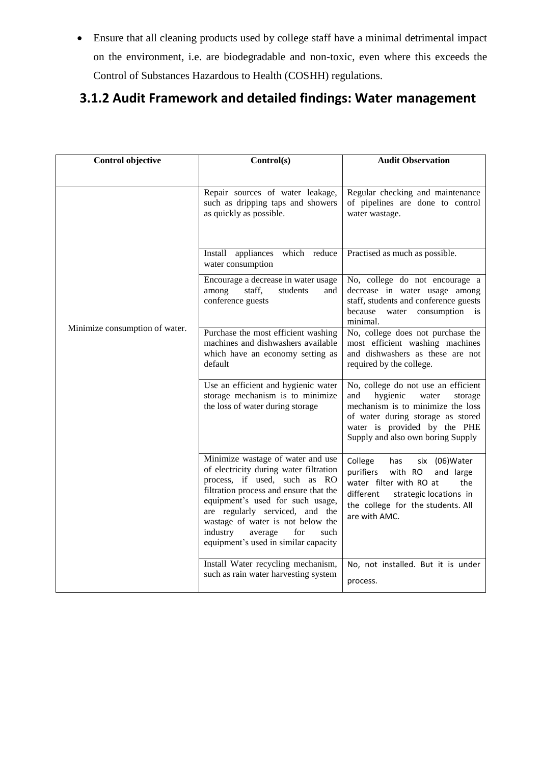- Ensure that all cleaning products used by college staff have a minimal detrimental impact on the environment, i.e. are biodegradable and non-toxic, even where this exceeds the Control of Substances Hazardous to Health (COSHH) regulations.

## 3.1.2 Audit Framework and detailed findings: Water management

| Control objective | Control(s) | Audit Observation |
|---|---|---|
| Minimize consumption of water. | Repair sources of water leakage, such as dripping taps and showers as quickly as possible. | Regular checking and maintenance of pipelines are done to control water wastage. |
| | Install appliances which reduce water consumption | Practised as much as possible. |
| | Encourage a decrease in water usage among staff, students and conference guests | No, college do not encourage a decrease in water usage among staff, students and conference guests because water consumption is minimal. |
| | Purchase the most efficient washing machines and dishwashers available which have an economy setting as default | No, college does not purchase the most efficient washing machines and dishwashers as these are not required by the college. |
| | Use an efficient and hygienic water storage mechanism is to minimize the loss of water during storage | No, college do not use an efficient and hygienic water storage mechanism is to minimize the loss of water during storage as stored water is provided by the PHE Supply and also own boring Supply |
| | Minimize wastage of water and use of electricity during water filtration process, if used, such as RO filtration process and ensure that the equipment's used for such usage, are regularly serviced, and the wastage of water is not below the industry average for such equipment's used in similar capacity | College has six (06)Water purifiers with RO and large water filter with RO at the different strategic locations in the college for the students. All are with AMC. |
| | Install Water recycling mechanism, such as rain water harvesting system | No, not installed. But it is under process. |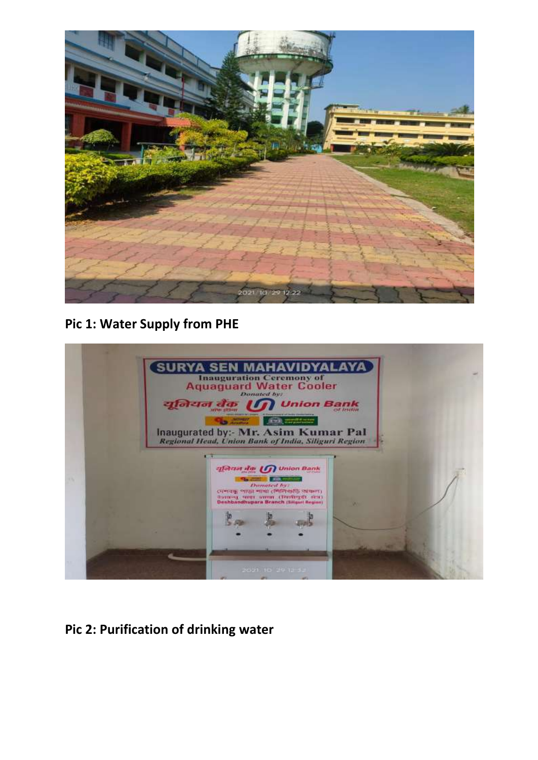**Pic 1: Water Supply from PHE**

**Pic 2: Purification of drinking water**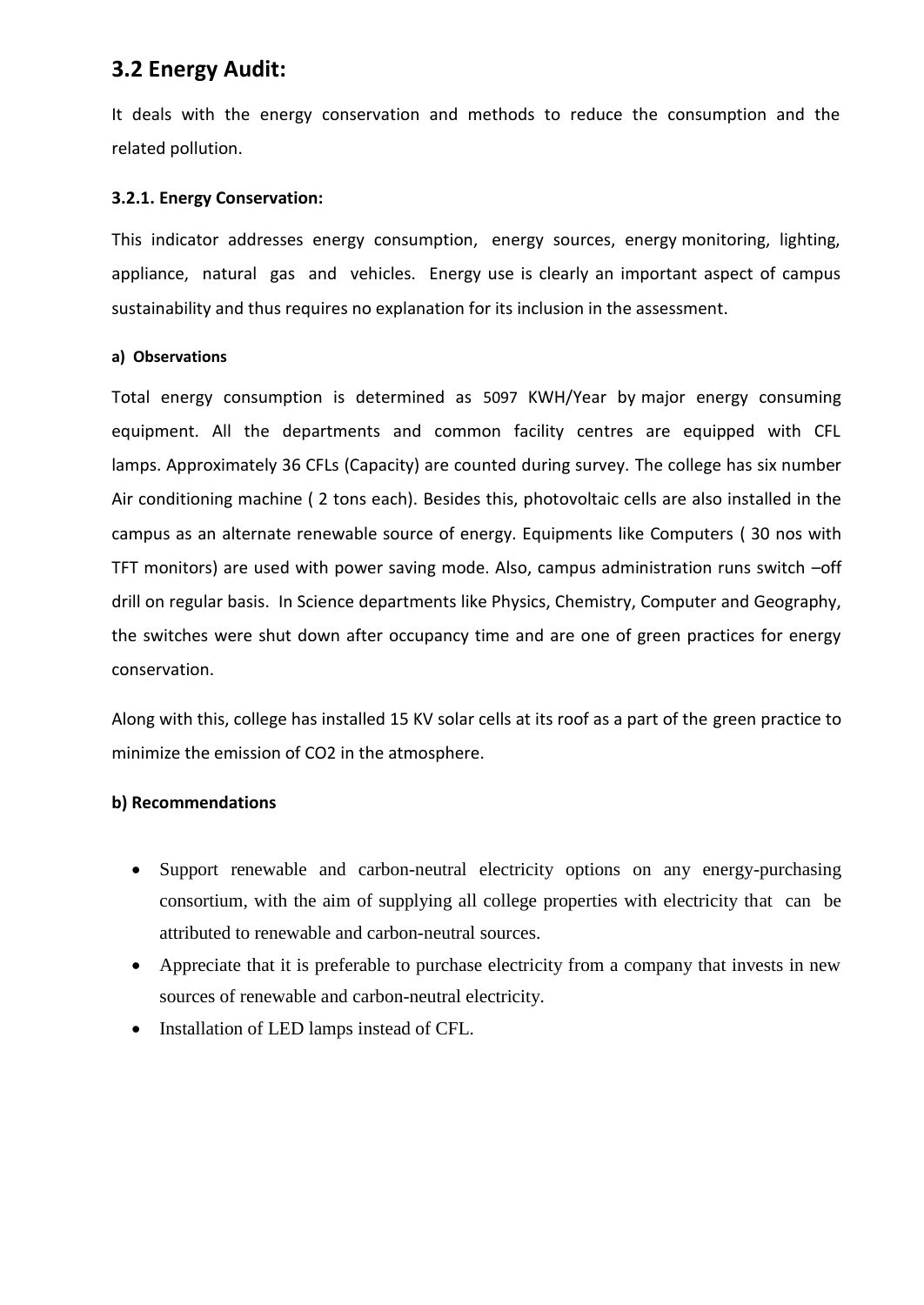## 3.2 Energy Audit:

It deals with the energy conservation and methods to reduce the consumption and the related pollution.

### 3.2.1. Energy Conservation:

This indicator addresses energy consumption, energy sources, energy monitoring, lighting, appliance, natural gas and vehicles. Energy use is clearly an important aspect of campus sustainability and thus requires no explanation for its inclusion in the assessment.

#### a) Observations

Total energy consumption is determined as 5097 KWH/Year by major energy consuming equipment. All the departments and common facility centres are equipped with CFL lamps. Approximately 36 CFLs (Capacity) are counted during survey. The college has six number Air conditioning machine ( 2 tons each). Besides this, photovoltaic cells are also installed in the campus as an alternate renewable source of energy. Equipments like Computers ( 30 nos with TFT monitors) are used with power saving mode. Also, campus administration runs switch –off drill on regular basis. In Science departments like Physics, Chemistry, Computer and Geography, the switches were shut down after occupancy time and are one of green practices for energy conservation.

Along with this, college has installed 15 KV solar cells at its roof as a part of the green practice to minimize the emission of $CO_2$ in the atmosphere.

#### b) Recommendations

- Support renewable and carbon-neutral electricity options on any energy-purchasing consortium, with the aim of supplying all college properties with electricity that can be attributed to renewable and carbon-neutral sources.
- Appreciate that it is preferable to purchase electricity from a company that invests in new sources of renewable and carbon-neutral electricity.
- Installation of LED lamps instead of CFL.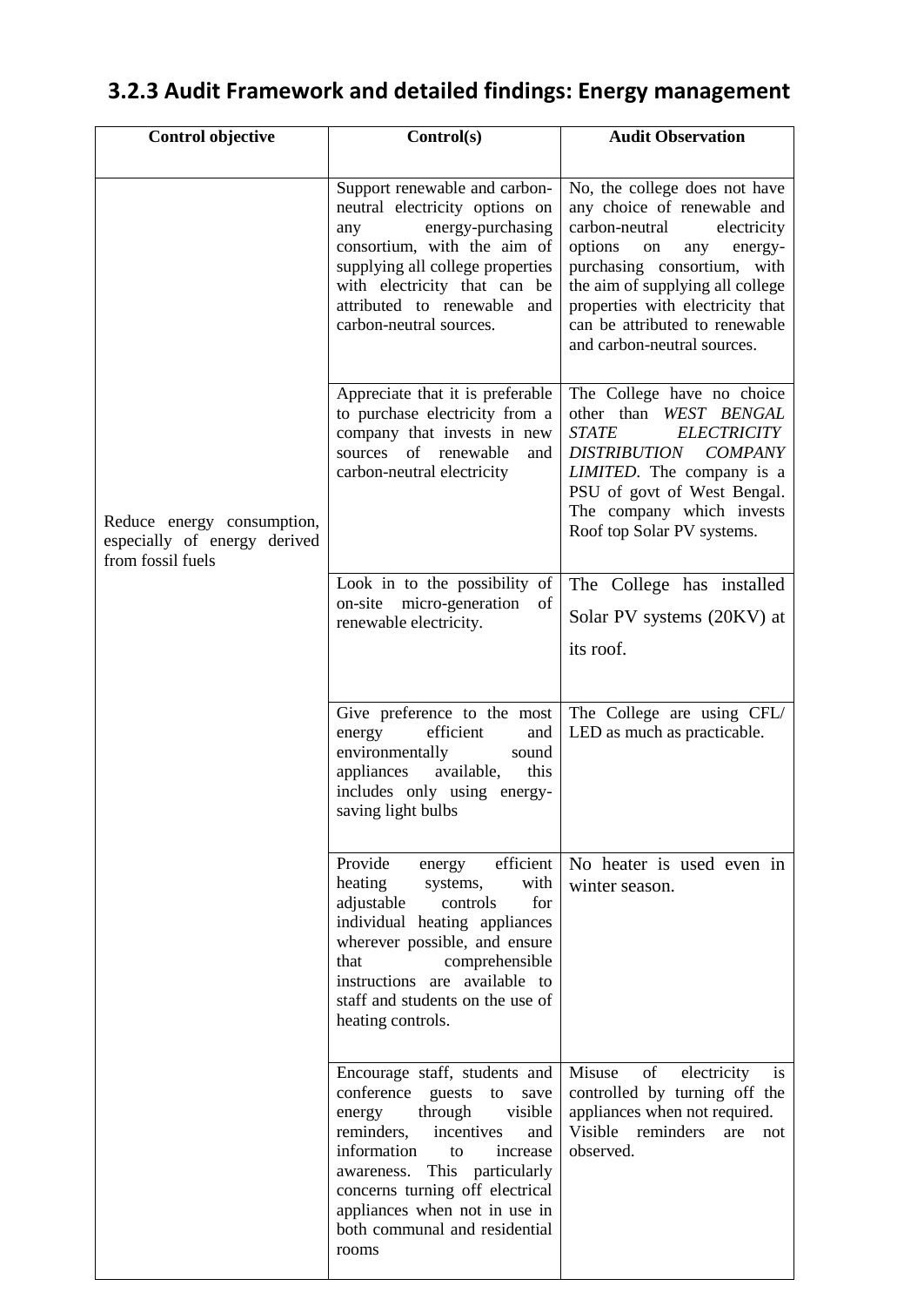## 3.2.3 Audit Framework and detailed findings: Energy management

| Control objective | Control(s) | Audit Observation |
|---|---|---|
| Reduce energy consumption, especially of energy derived from fossil fuels | Support renewable and carbon-neutral electricity options on any energy-purchasing consortium, with the aim of supplying all college properties with electricity that can be attributed to renewable and carbon-neutral sources. | No, the college does not have any choice of renewable and carbon-neutral electricity options on any energy-purchasing consortium, with the aim of supplying all college properties with electricity that can be attributed to renewable and carbon-neutral sources. |
| | Appreciate that it is preferable to purchase electricity from a company that invests in new sources of renewable and carbon-neutral electricity | The College have no choice other than *WEST BENGAL STATE ELECTRICITY DISTRIBUTION COMPANY LIMITED*. The company is a PSU of govt of West Bengal. The company which invests Roof top Solar PV systems. |
| | Look in to the possibility of on-site micro-generation of renewable electricity. | The College has installed Solar PV systems (20KV) at its roof. |
| | Give preference to the most energy efficient and environmentally sound appliances available, this includes only using energy-saving light bulbs | The College are using CFL/ LED as much as practicable. |
| | Provide energy efficient heating systems, with adjustable controls for individual heating appliances wherever possible, and ensure that comprehensible instructions are available to staff and students on the use of heating controls. | No heater is used even in winter season. |
| | Encourage staff, students and conference guests to save energy through visible reminders, incentives and information to increase awareness. This particularly concerns turning off electrical appliances when not in use in both communal and residential rooms | Misuse of electricity is controlled by turning off the appliances when not required. Visible reminders are not observed. |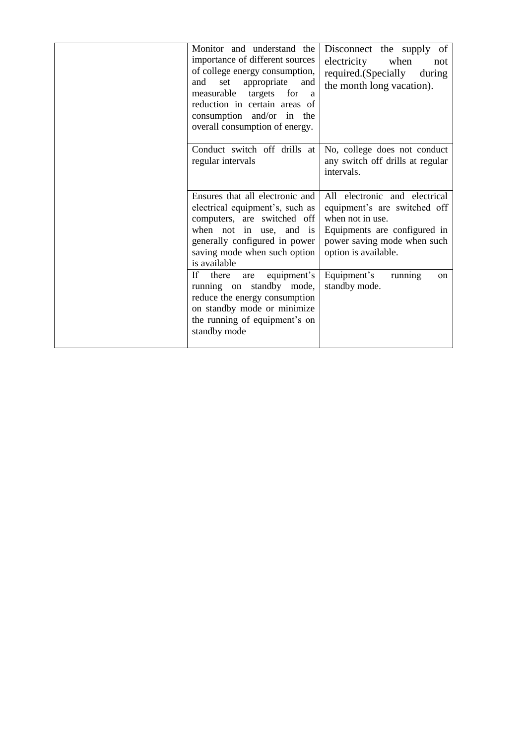| | | |
|---|---|---|
| | Monitor and understand the importance of different sources of college energy consumption, and set appropriate and measurable targets for a reduction in certain areas of consumption and/or in the overall consumption of energy. | Disconnect the supply of electricity when not required.(Specially during the month long vacation). |
| | Conduct switch off drills at regular intervals | No, college does not conduct any switch off drills at regular intervals. |
| | Ensures that all electronic and electrical equipment's, such as computers, are switched off when not in use, and is generally configured in power saving mode when such option is available | All electronic and electrical equipment's are switched off when not in use. Equipments are configured in power saving mode when such option is available. |
| | If there are equipment's running on standby mode, reduce the energy consumption on standby mode or minimize the running of equipment's on standby mode | Equipment's running on standby mode. |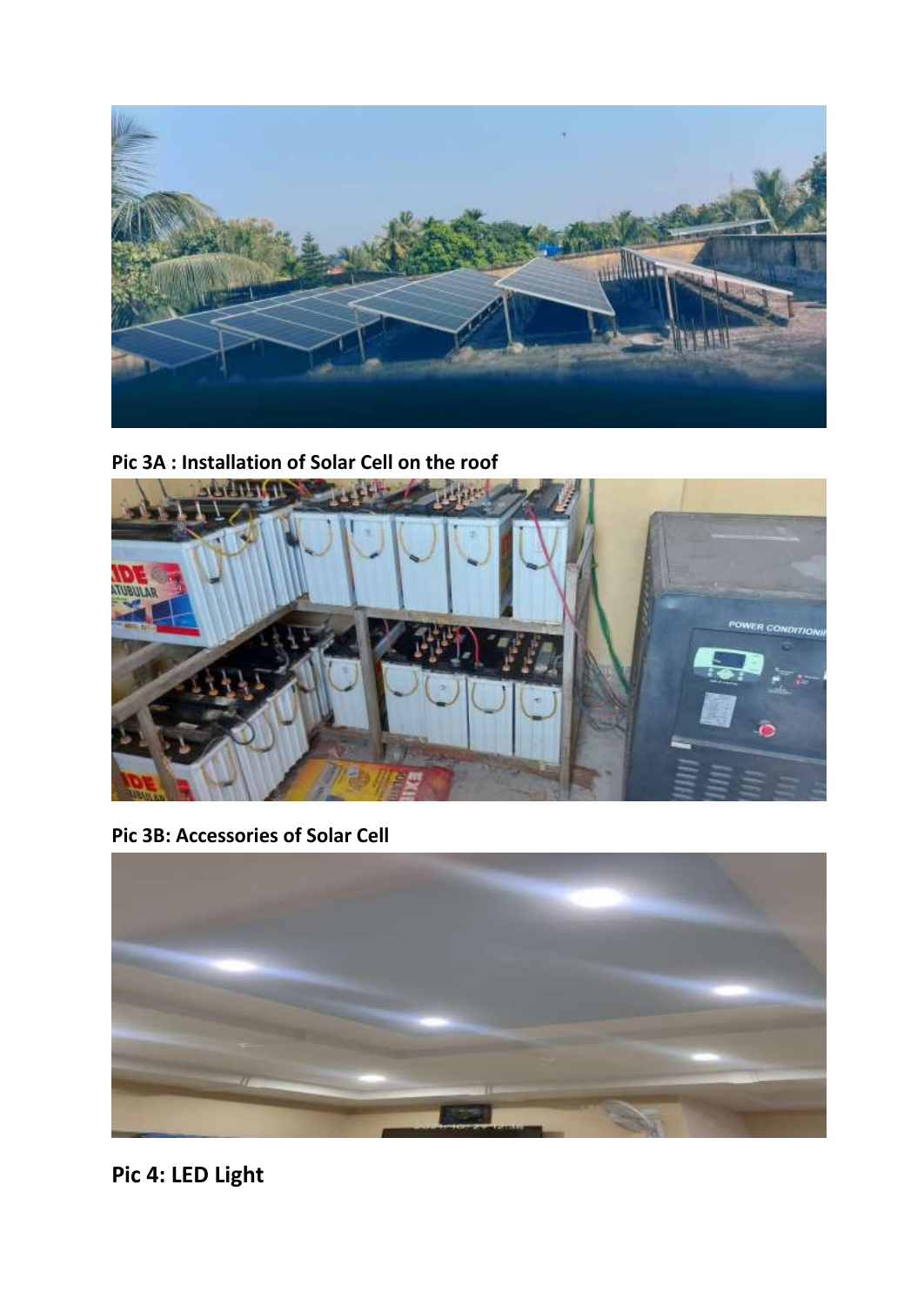**Pic 3A : Installation of Solar Cell on the roof**

**Pic 3B: Accessories of Solar Cell**

**Pic 4: LED Light**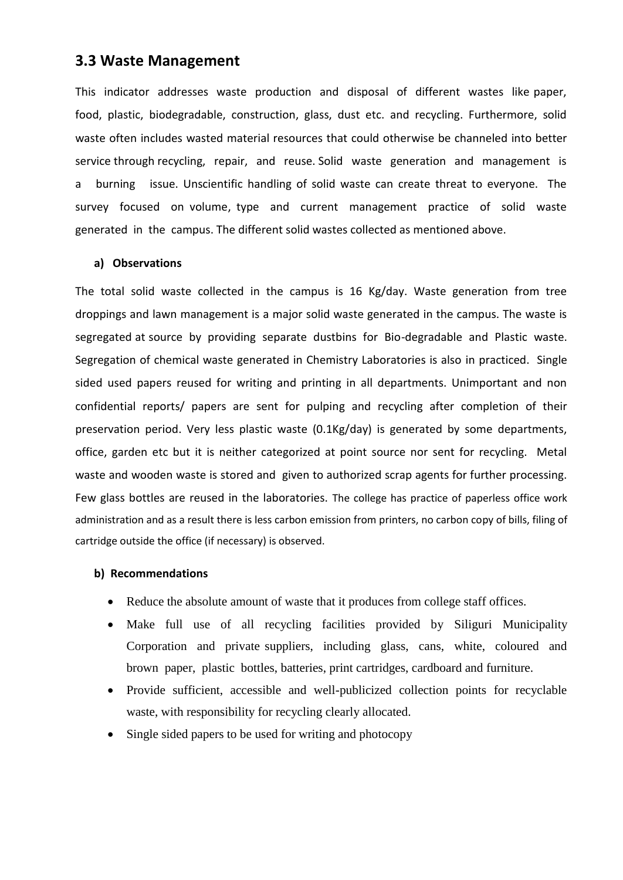## 3.3 Waste Management

This indicator addresses waste production and disposal of different wastes like paper, food, plastic, biodegradable, construction, glass, dust etc. and recycling. Furthermore, solid waste often includes wasted material resources that could otherwise be channeled into better service through recycling, repair, and reuse. Solid waste generation and management is a burning issue. Unscientific handling of solid waste can create threat to everyone. The survey focused on volume, type and current management practice of solid waste generated in the campus. The different solid wastes collected as mentioned above.

### a) Observations

The total solid waste collected in the campus is 16 Kg/day. Waste generation from tree droppings and lawn management is a major solid waste generated in the campus. The waste is segregated at source by providing separate dustbins for Bio-degradable and Plastic waste. Segregation of chemical waste generated in Chemistry Laboratories is also in practiced. Single sided used papers reused for writing and printing in all departments. Unimportant and non confidential reports/ papers are sent for pulping and recycling after completion of their preservation period. Very less plastic waste (0.1Kg/day) is generated by some departments, office, garden etc but it is neither categorized at point source nor sent for recycling. Metal waste and wooden waste is stored and given to authorized scrap agents for further processing. Few glass bottles are reused in the laboratories. The college has practice of paperless office work administration and as a result there is less carbon emission from printers, no carbon copy of bills, filing of cartridge outside the office (if necessary) is observed.

### b) Recommendations

- Reduce the absolute amount of waste that it produces from college staff offices.
- Make full use of all recycling facilities provided by Siliguri Municipality Corporation and private suppliers, including glass, cans, white, coloured and brown paper, plastic bottles, batteries, print cartridges, cardboard and furniture.
- Provide sufficient, accessible and well-publicized collection points for recyclable waste, with responsibility for recycling clearly allocated.
- Single sided papers to be used for writing and photocopy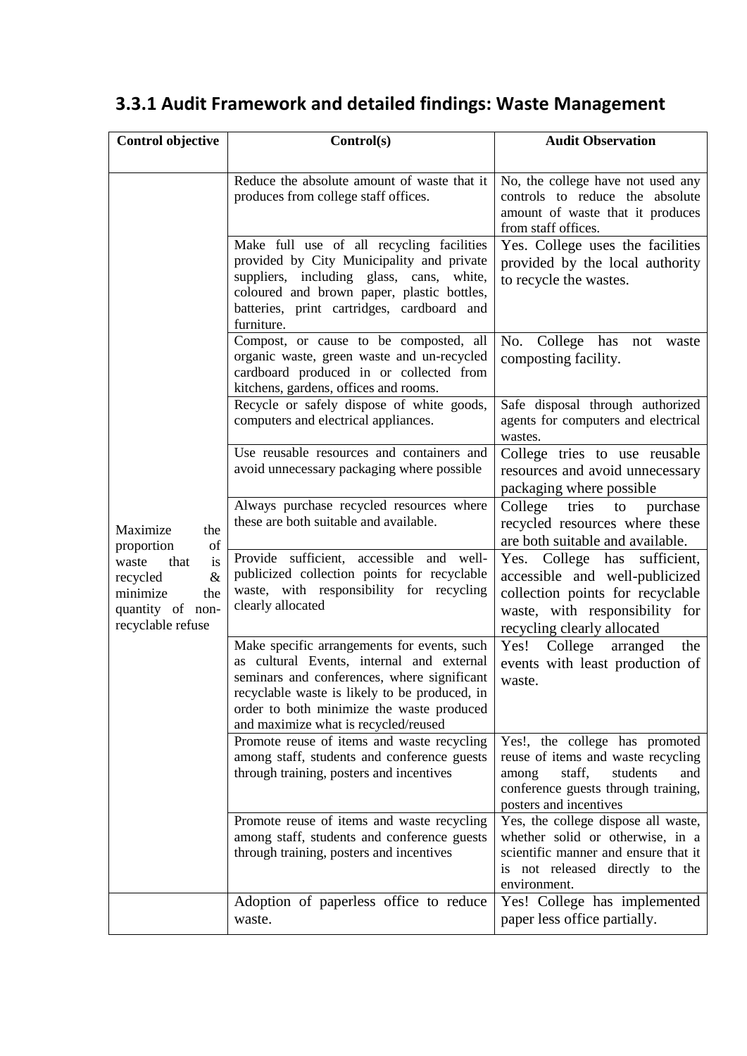### 3.3.1 Audit Framework and detailed findings: Waste Management

| Control objective | Control(s) | Audit Observation |
|---|---|---|
| Maximize the proportion of waste that is recycled & minimize the quantity of non-recyclable refuse | Reduce the absolute amount of waste that it produces from college staff offices. | No, the college have not used any controls to reduce the absolute amount of waste that it produces from staff offices. |
| | Make full use of all recycling facilities provided by City Municipality and private suppliers, including glass, cans, white, coloured and brown paper, plastic bottles, batteries, print cartridges, cardboard and furniture. | Yes. College uses the facilities provided by the local authority to recycle the wastes. |
| | Compost, or cause to be composted, all organic waste, green waste and un-recycled cardboard produced in or collected from kitchens, gardens, offices and rooms. | No. College has not waste composting facility. |
| | Recycle or safely dispose of white goods, computers and electrical appliances. | Safe disposal through authorized agents for computers and electrical wastes. |
| | Use reusable resources and containers and avoid unnecessary packaging where possible | College tries to use reusable resources and avoid unnecessary packaging where possible |
| | Always purchase recycled resources where these are both suitable and available. | College tries to purchase recycled resources where these are both suitable and available. |
| | Provide sufficient, accessible and well-publicized collection points for recyclable waste, with responsibility for recycling clearly allocated | Yes. College has sufficient, accessible and well-publicized collection points for recyclable waste, with responsibility for recycling clearly allocated |
| | Make specific arrangements for events, such as cultural Events, internal and external seminars and conferences, where significant recyclable waste is likely to be produced, in order to both minimize the waste produced and maximize what is recycled/reused | Yes! College arranged the events with least production of waste. |
| | Promote reuse of items and waste recycling among staff, students and conference guests through training, posters and incentives | Yes!, the college has promoted reuse of items and waste recycling among staff, students and conference guests through training, posters and incentives |
| | Promote reuse of items and waste recycling among staff, students and conference guests through training, posters and incentives | Yes, the college dispose all waste, whether solid or otherwise, in a scientific manner and ensure that it is not released directly to the environment. |
| | Adoption of paperless office to reduce waste. | Yes! College has implemented paper less office partially. |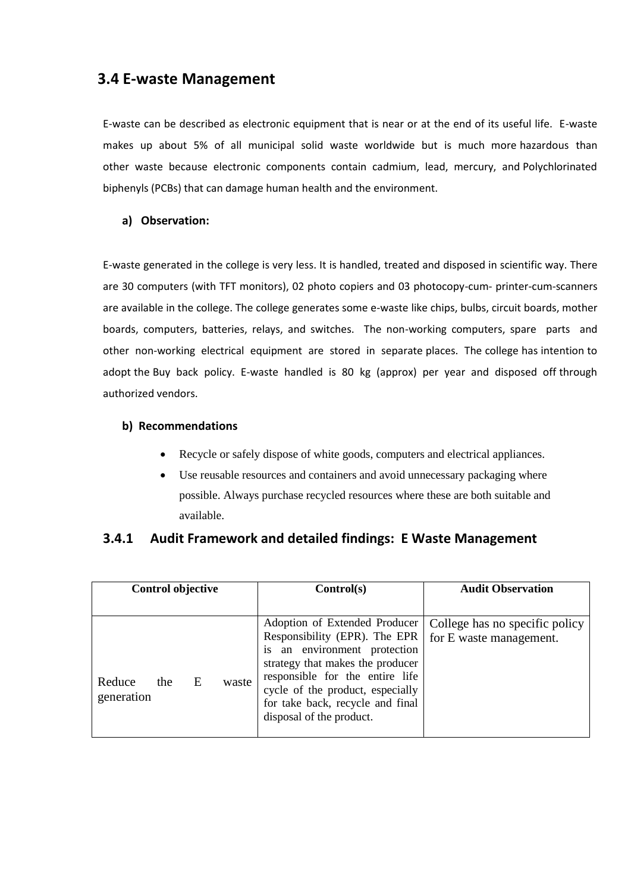## 3.4 E-waste Management

E-waste can be described as electronic equipment that is near or at the end of its useful life. E-waste makes up about 5% of all municipal solid waste worldwide but is much more hazardous than other waste because electronic components contain cadmium, lead, mercury, and Polychlorinated biphenyls (PCBs) that can damage human health and the environment.

### a) Observation:

E-waste generated in the college is very less. It is handled, treated and disposed in scientific way. There are 30 computers (with TFT monitors), 02 photo copiers and 03 photocopy-cum- printer-cum-scanners are available in the college. The college generates some e-waste like chips, bulbs, circuit boards, mother boards, computers, batteries, relays, and switches. The non-working computers, spare parts and other non-working electrical equipment are stored in separate places. The college has intention to adopt the Buy back policy. E-waste handled is 80 kg (approx) per year and disposed off through authorized vendors.

### b) Recommendations

- Recycle or safely dispose of white goods, computers and electrical appliances.
- Use reusable resources and containers and avoid unnecessary packaging where possible. Always purchase recycled resources where these are both suitable and available.

### 3.4.1 Audit Framework and detailed findings: E Waste Management

| Control objective | Control(s) | Audit Observation |
|---|---|---|
| Reduce the E waste generation | Adoption of Extended Producer Responsibility (EPR). The EPR is an environment protection strategy that makes the producer responsible for the entire life cycle of the product, especially for take back, recycle and final disposal of the product. | College has no specific policy for E waste management. |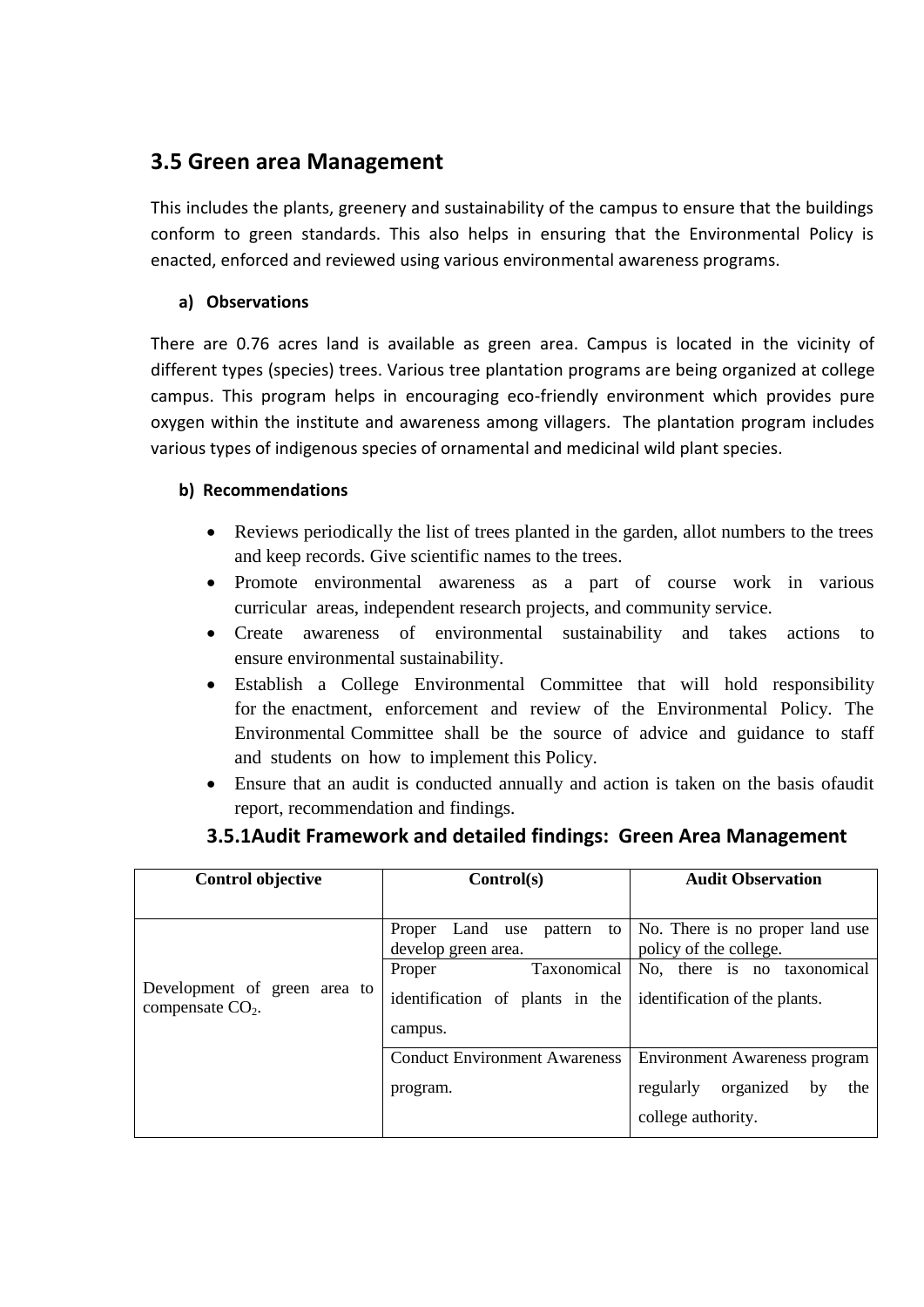## 3.5 Green area Management

This includes the plants, greenery and sustainability of the campus to ensure that the buildings conform to green standards. This also helps in ensuring that the Environmental Policy is enacted, enforced and reviewed using various environmental awareness programs.

**a) Observations**

There are 0.76 acres land is available as green area. Campus is located in the vicinity of different types (species) trees. Various tree plantation programs are being organized at college campus. This program helps in encouraging eco-friendly environment which provides pure oxygen within the institute and awareness among villagers. The plantation program includes various types of indigenous species of ornamental and medicinal wild plant species.

**b) Recommendations**

- Reviews periodically the list of trees planted in the garden, allot numbers to the trees and keep records. Give scientific names to the trees.
- Promote environmental awareness as a part of course work in various curricular areas, independent research projects, and community service.
- Create awareness of environmental sustainability and takes actions to ensure environmental sustainability.
- Establish a College Environmental Committee that will hold responsibility for the enactment, enforcement and review of the Environmental Policy. The Environmental Committee shall be the source of advice and guidance to staff and students on how to implement this Policy.
- Ensure that an audit is conducted annually and action is taken on the basis ofaudit report, recommendation and findings.

### 3.5.1Audit Framework and detailed findings: Green Area Management

| Control objective | Control(s) | Audit Observation |
|---|---|---|
| Development of green area to compensate $CO_2$. | Proper Land use pattern to develop green area. | No. There is no proper land use policy of the college. |
| | Proper Taxonomical identification of plants in the campus. | No, there is no taxonomical identification of the plants. |
| | Conduct Environment Awareness program. | Environment Awareness program regularly organized by the college authority. |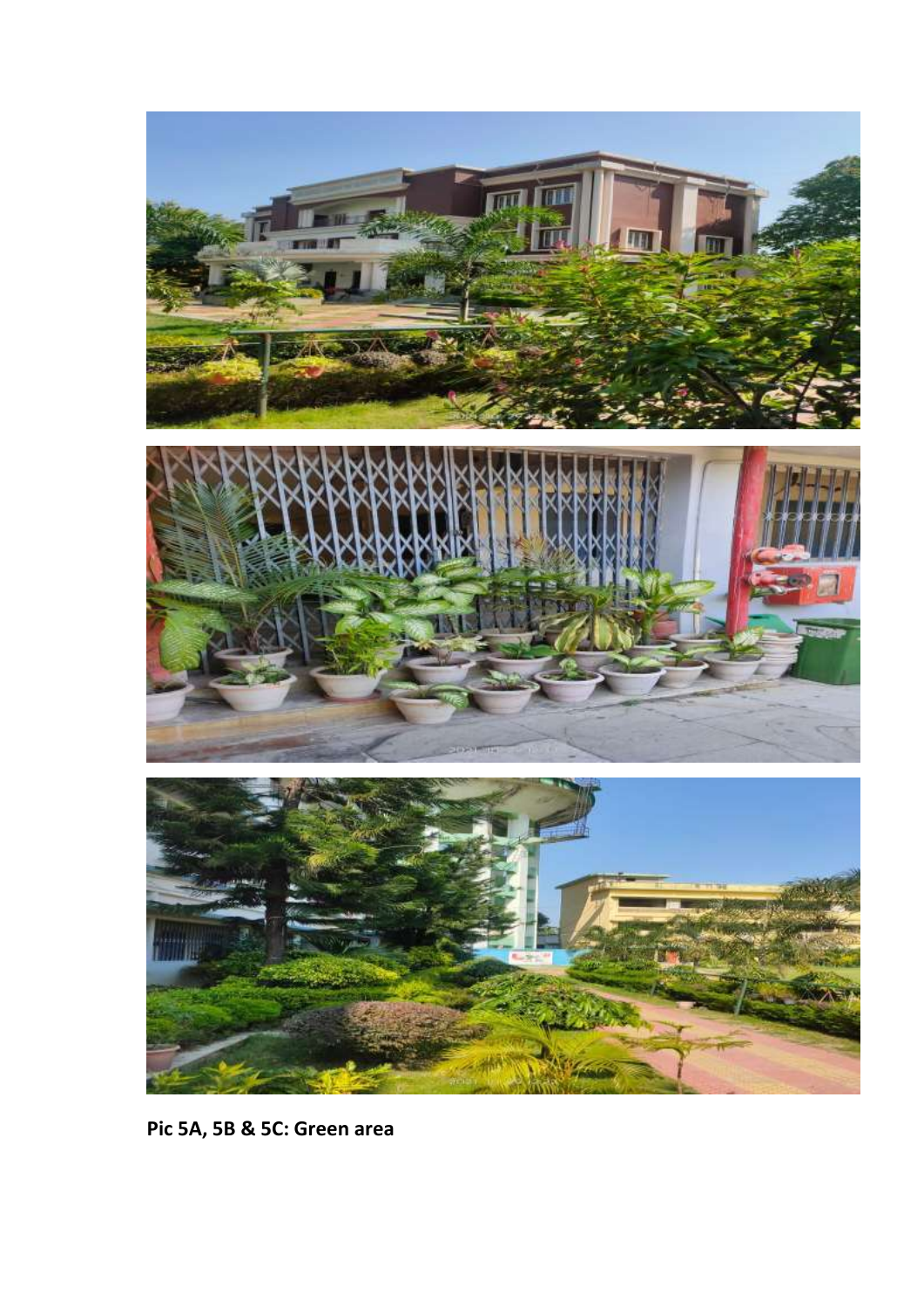**Pic 5A, 5B & 5C: Green area**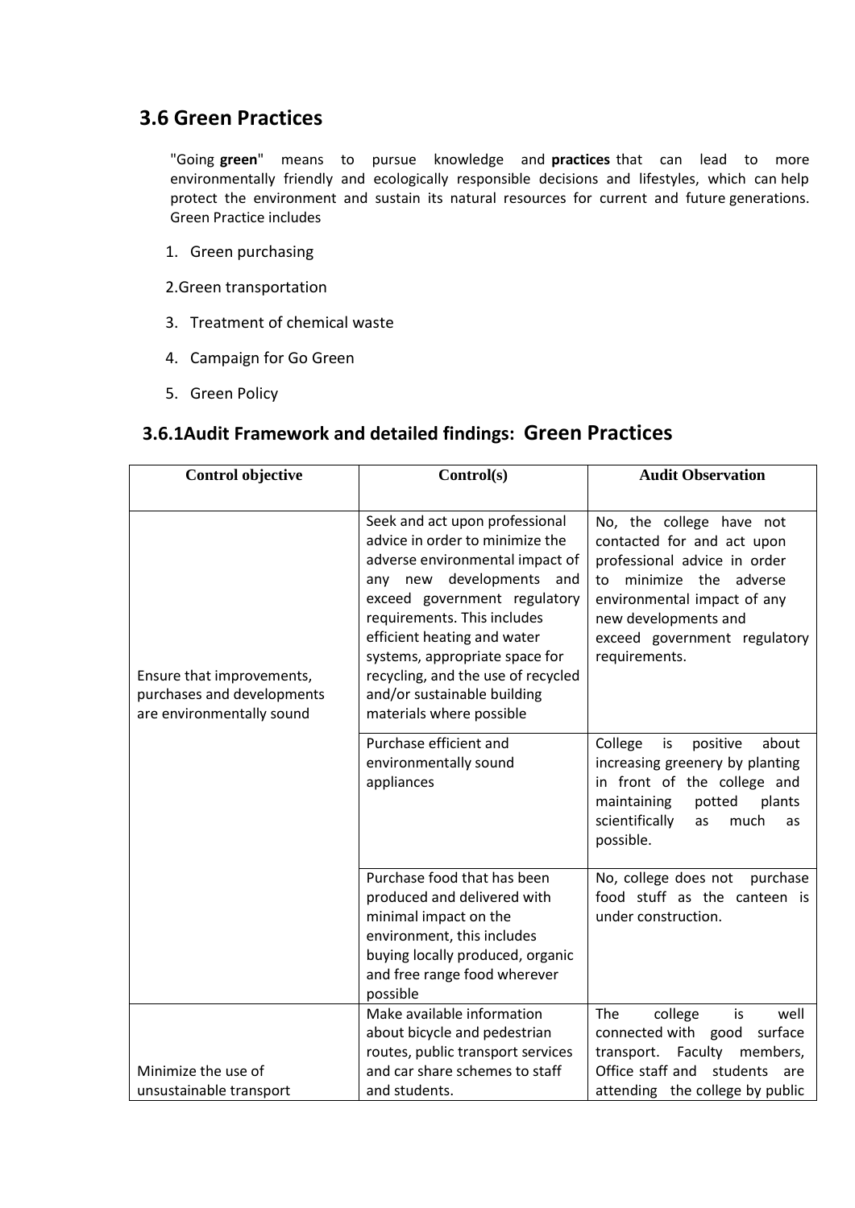## 3.6 Green Practices

"Going **green**" means to pursue knowledge and **practices** that can lead to more environmentally friendly and ecologically responsible decisions and lifestyles, which can help protect the environment and sustain its natural resources for current and future generations. Green Practice includes

1. Green purchasing

2.Green transportation

3. Treatment of chemical waste

4. Campaign for Go Green

5. Green Policy

### 3.6.1Audit Framework and detailed findings: Green Practices

| Control objective | Control(s) | Audit Observation |
|---|---|---|
| Ensure that improvements, purchases and developments are environmentally sound | Seek and act upon professional advice in order to minimize the adverse environmental impact of any new developments and exceed government regulatory requirements. This includes efficient heating and water systems, appropriate space for recycling, and the use of recycled and/or sustainable building materials where possible | No, the college have not contacted for and act upon professional advice in order to minimize the adverse environmental impact of any new developments and exceed government regulatory requirements. |
| | Purchase efficient and environmentally sound appliances | College is positive about increasing greenery by planting in front of the college and maintaining potted plants scientifically as much as possible. |
| | Purchase food that has been produced and delivered with minimal impact on the environment, this includes buying locally produced, organic and free range food wherever possible | No, college does not purchase food stuff as the canteen is under construction. |
| Minimize the use of unsustainable transport | Make available information about bicycle and pedestrian routes, public transport services and car share schemes to staff and students. | The college is well connected with good surface transport. Faculty members, Office staff and students are attending the college by public |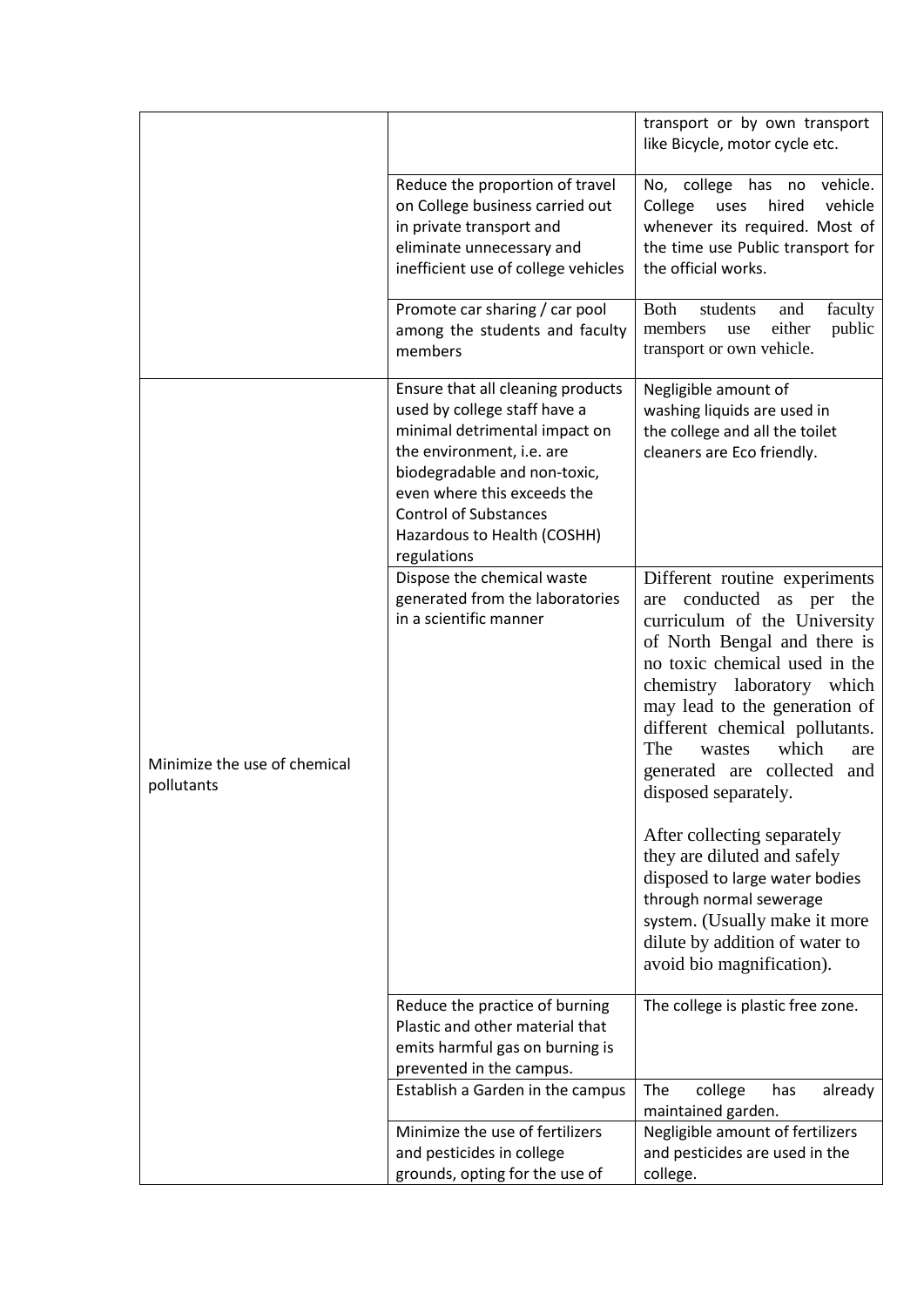| | | |
|---|---|---|
| | | transport or by own transport like Bicycle, motor cycle etc. |
| | Reduce the proportion of travel on College business carried out in private transport and eliminate unnecessary and inefficient use of college vehicles | No, college has no vehicle. College uses hired vehicle whenever its required. Most of the time use Public transport for the official works. |
| | Promote car sharing / car pool among the students and faculty members | Both students and faculty members use either public transport or own vehicle. |
| Minimize the use of chemical pollutants | Ensure that all cleaning products used by college staff have a minimal detrimental impact on the environment, i.e. are biodegradable and non-toxic, even where this exceeds the Control of Substances Hazardous to Health (COSHH) regulations | Negligible amount of washing liquids are used in the college and all the toilet cleaners are Eco friendly. |
| | Dispose the chemical waste generated from the laboratories in a scientific manner | Different routine experiments are conducted as per the curriculum of the University of North Bengal and there is no toxic chemical used in the chemistry laboratory which may lead to the generation of different chemical pollutants. The wastes which are generated are collected and disposed separately.<br><br>After collecting separately they are diluted and safely disposed to large water bodies through normal sewerage system. (Usually make it more dilute by addition of water to avoid bio magnification). |
| | Reduce the practice of burning Plastic and other material that emits harmful gas on burning is prevented in the campus. | The college is plastic free zone. |
| | Establish a Garden in the campus | The college has already maintained garden. |
| | Minimize the use of fertilizers and pesticides in college grounds, opting for the use of | Negligible amount of fertilizers and pesticides are used in the college. |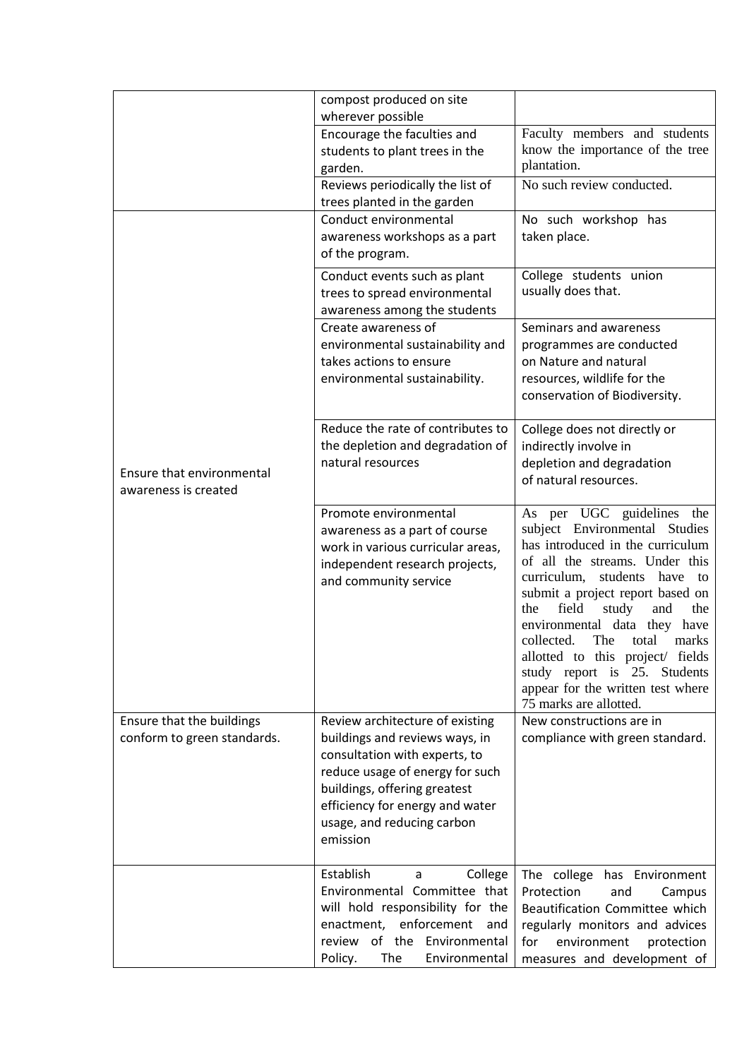| | | |
|---|---|---|
| | compost produced on site wherever possible | |
| | Encourage the faculties and students to plant trees in the garden. | Faculty members and students know the importance of the tree plantation. |
| | Reviews periodically the list of trees planted in the garden | No such review conducted. |
| Ensure that environmental awareness is created | Conduct environmental awareness workshops as a part of the program. | No such workshop has taken place. |
| | Conduct events such as plant trees to spread environmental awareness among the students | College students union usually does that. |
| | Create awareness of environmental sustainability and takes actions to ensure environmental sustainability. | Seminars and awareness programmes are conducted on Nature and natural resources, wildlife for the conservation of Biodiversity. |
| | Reduce the rate of contributes to the depletion and degradation of natural resources | College does not directly or indirectly involve in depletion and degradation of natural resources. |
| | Promote environmental awareness as a part of course work in various curricular areas, independent research projects, and community service | As per UGC guidelines the subject Environmental Studies has introduced in the curriculum of all the streams. Under this curriculum, students have to submit a project report based on the field study and the environmental data they have collected. The total marks allotted to this project/ fields study report is 25. Students appear for the written test where 75 marks are allotted. |
| Ensure that the buildings conform to green standards. | Review architecture of existing buildings and reviews ways, in consultation with experts, to reduce usage of energy for such buildings, offering greatest efficiency for energy and water usage, and reducing carbon emission | New constructions are in compliance with green standard. |
| | Establish a College Environmental Committee that will hold responsibility for the enactment, enforcement and review of the Environmental Policy. The Environmental | The college has Environment Protection and Campus Beautification Committee which regularly monitors and advices for environment protection measures and development of |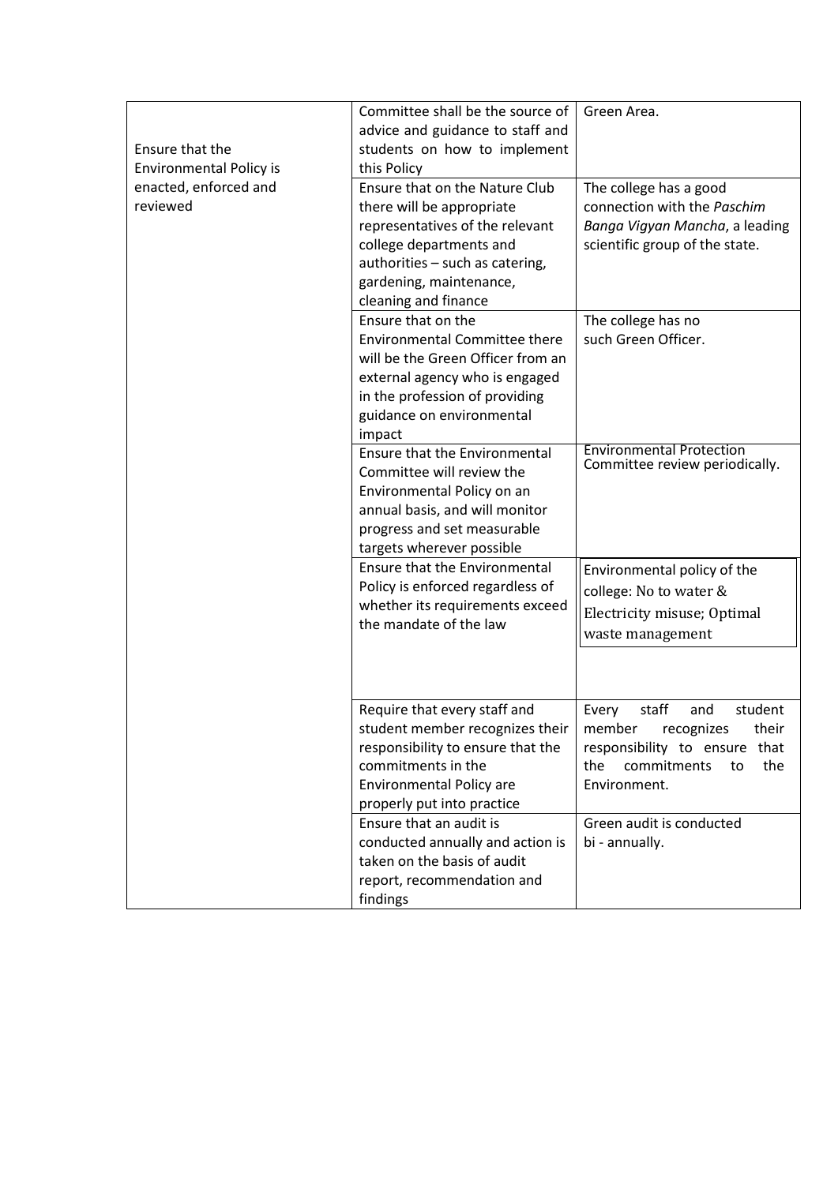| | | |
|---|---|---|
| Ensure that the Environmental Policy is enacted, enforced and reviewed | Committee shall be the source of advice and guidance to staff and students on how to implement this Policy | Green Area. |
| | Ensure that on the Nature Club there will be appropriate representatives of the relevant college departments and authorities – such as catering, gardening, maintenance, cleaning and finance | The college has a good connection with the *Paschim Banga Vigyan Mancha*, a leading scientific group of the state. |
| | Ensure that on the Environmental Committee there will be the Green Officer from an external agency who is engaged in the profession of providing guidance on environmental impact | The college has no such Green Officer. |
| | Ensure that the Environmental Committee will review the Environmental Policy on an annual basis, and will monitor progress and set measurable targets wherever possible | Environmental Protection Committee review periodically. |
| | Ensure that the Environmental Policy is enforced regardless of whether its requirements exceed the mandate of the law | Environmental policy of the college: No to water & Electricity misuse; Optimal waste management |
| | Require that every staff and student member recognizes their responsibility to ensure that the commitments in the Environmental Policy are properly put into practice | Every staff and student member recognizes their responsibility to ensure that the commitments to the Environment. |
| | Ensure that an audit is conducted annually and action is taken on the basis of audit report, recommendation and findings | Green audit is conducted bi - annually. |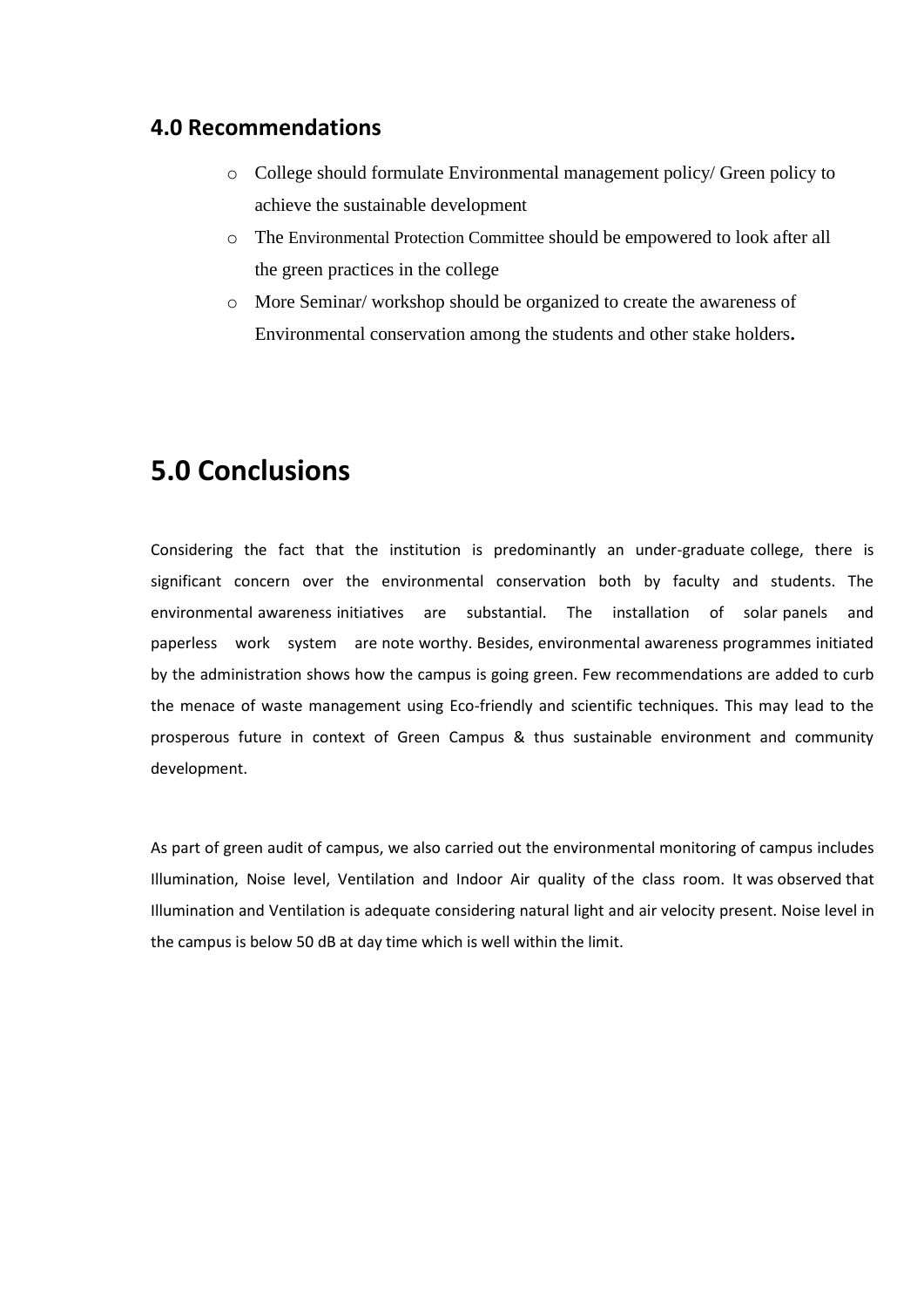## 4.0 Recommendations

- College should formulate Environmental management policy/ Green policy to achieve the sustainable development
- The Environmental Protection Committee should be empowered to look after all the green practices in the college
- More Seminar/ workshop should be organized to create the awareness of Environmental conservation among the students and other stake holders**.**

# 5.0 Conclusions

Considering the fact that the institution is predominantly an under-graduate college, there is significant concern over the environmental conservation both by faculty and students. The environmental awareness initiatives are substantial. The installation of solar panels and paperless work system are note worthy. Besides, environmental awareness programmes initiated by the administration shows how the campus is going green. Few recommendations are added to curb the menace of waste management using Eco-friendly and scientific techniques. This may lead to the prosperous future in context of Green Campus & thus sustainable environment and community development.

As part of green audit of campus, we also carried out the environmental monitoring of campus includes Illumination, Noise level, Ventilation and Indoor Air quality of the class room. It was observed that Illumination and Ventilation is adequate considering natural light and air velocity present. Noise level in the campus is below 50 dB at day time which is well within the limit.